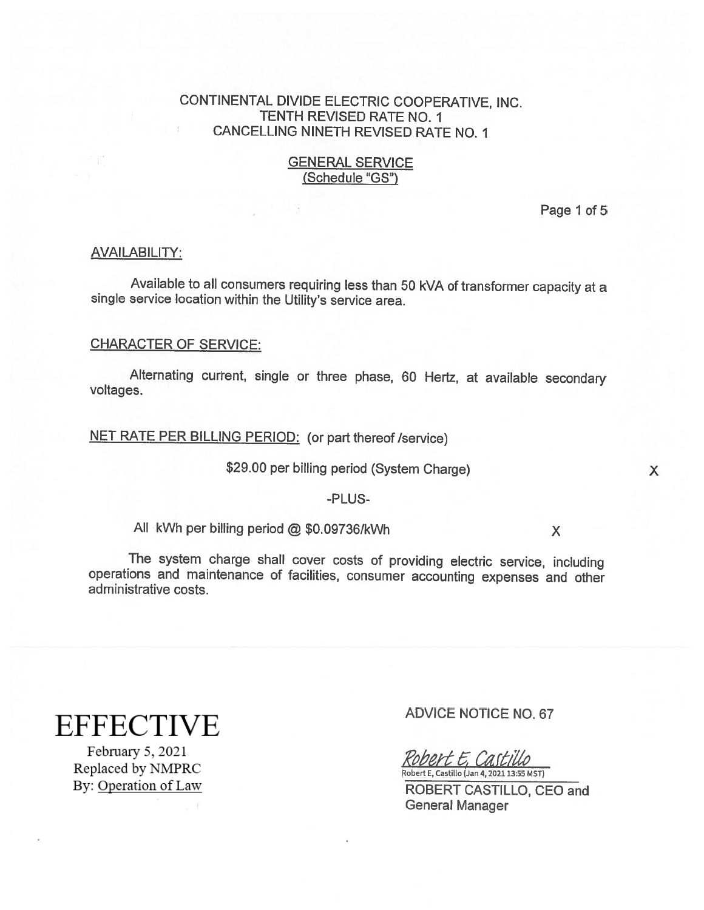CONTINENTAL DIVIDE ELECTRIC COOPERATIVE, INC.
TENTH REVISED RATE NO. 1
CANCELLING NINETH REVISED RATE NO. 1

## GENERAL SERVICE
(Schedule "GS")

### AVAILABILITY:

Available to all consumers requiring less than 50 kVA of transformer capacity at a single service location within the Utility's service area.

### CHARACTER OF SERVICE:

Alternating current, single or three phase, 60 Hertz, at available secondary voltages.

### NET RATE PER BILLING PERIOD: (or part thereof /service)

$29.00 per billing period (System Charge) X

-PLUS-

All kWh per billing period @ $0.09736/kWh X

The system charge shall cover costs of providing electric service, including operations and maintenance of facilities, consumer accounting expenses and other administrative costs.

**EFFECTIVE**
February 5, 2021
Replaced by NMPRC
By: Operation of Law

ADVICE NOTICE NO. 67

*Robert E, Castillo*
Robert E, Castillo (Jan 4, 2021 13:55 MST)

ROBERT CASTILLO, CEO and General Manager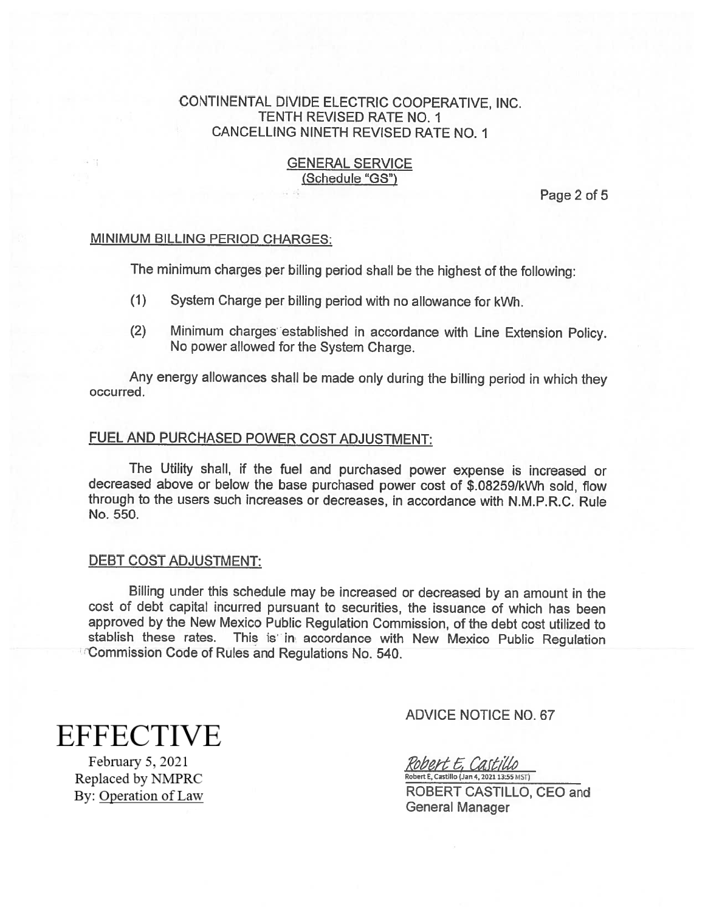CONTINENTAL DIVIDE ELECTRIC COOPERATIVE, INC.
TENTH REVISED RATE NO. 1
CANCELLING NINETH REVISED RATE NO. 1

GENERAL SERVICE
(Schedule "GS")

## MINIMUM BILLING PERIOD CHARGES:

The minimum charges per billing period shall be the highest of the following:

(1) System Charge per billing period with no allowance for kWh.

(2) Minimum charges established in accordance with Line Extension Policy. No power allowed for the System Charge.

Any energy allowances shall be made only during the billing period in which they occurred.

## FUEL AND PURCHASED POWER COST ADJUSTMENT:

The Utility shall, if the fuel and purchased power expense is increased or decreased above or below the base purchased power cost of $.08259/kWh sold, flow through to the users such increases or decreases, in accordance with N.M.P.R.C. Rule No. 550.

## DEBT COST ADJUSTMENT:

Billing under this schedule may be increased or decreased by an amount in the cost of debt capital incurred pursuant to securities, the issuance of which has been approved by the New Mexico Public Regulation Commission, of the debt cost utilized to stablish these rates. This is in accordance with New Mexico Public Regulation Commission Code of Rules and Regulations No. 540.

**EFFECTIVE**
February 5, 2021
Replaced by NMPRC
By: Operation of Law

ADVICE NOTICE NO. 67

Robert E. Castillo
Robert E. Castillo (Jan 4, 2021 13:55 MST)

ROBERT CASTILLO, CEO and General Manager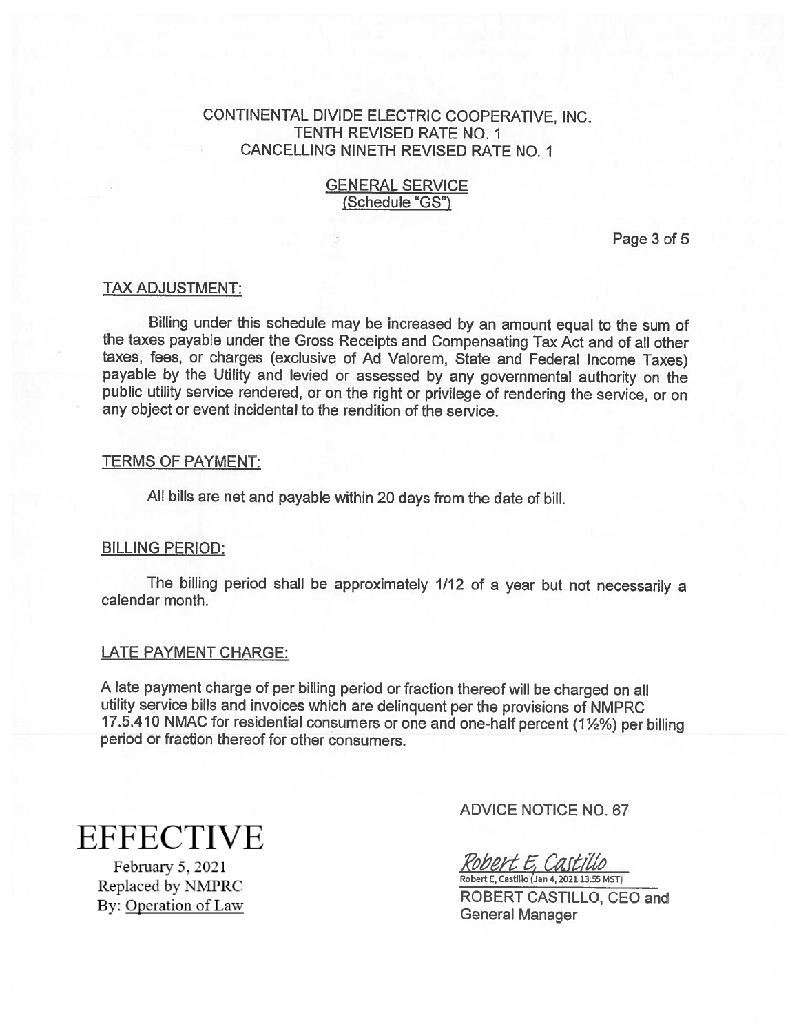CONTINENTAL DIVIDE ELECTRIC COOPERATIVE, INC.
TENTH REVISED RATE NO. 1
CANCELLING NINETH REVISED RATE NO. 1

GENERAL SERVICE
(Schedule "GS")

TAX ADJUSTMENT:

Billing under this schedule may be increased by an amount equal to the sum of the taxes payable under the Gross Receipts and Compensating Tax Act and of all other taxes, fees, or charges (exclusive of Ad Valorem, State and Federal Income Taxes) payable by the Utility and levied or assessed by any governmental authority on the public utility service rendered, or on the right or privilege of rendering the service, or on any object or event incidental to the rendition of the service.

TERMS OF PAYMENT:

All bills are net and payable within 20 days from the date of bill.

BILLING PERIOD:

The billing period shall be approximately 1/12 of a year but not necessarily a calendar month.

LATE PAYMENT CHARGE:

A late payment charge of per billing period or fraction thereof will be charged on all utility service bills and invoices which are delinquent per the provisions of NMPRC 17.5.410 NMAC for residential consumers or one and one-half percent (1½%) per billing period or fraction thereof for other consumers.

EFFECTIVE
February 5, 2021
Replaced by NMPRC
By: Operation of Law

ADVICE NOTICE NO. 67

Robert E, Castillo
Robert E, Castillo (Jan 4, 2021 13:55 MST)
ROBERT CASTILLO, CEO and General Manager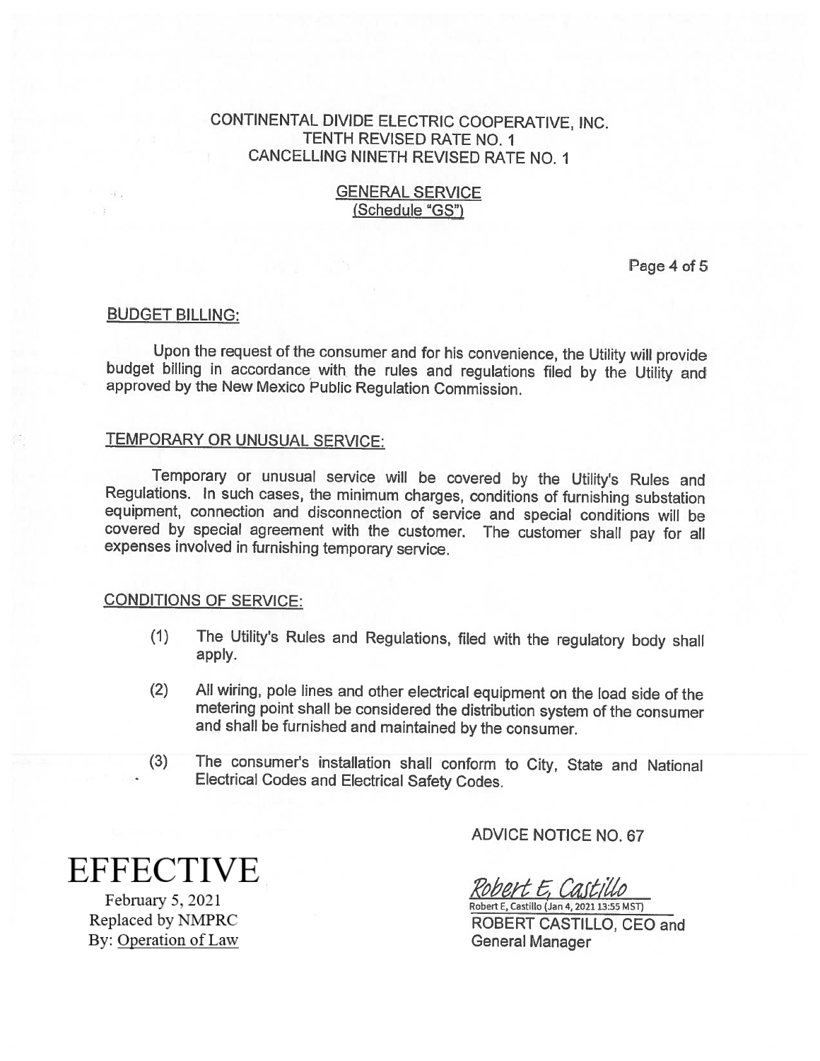CONTINENTAL DIVIDE ELECTRIC COOPERATIVE, INC.
TENTH REVISED RATE NO. 1
CANCELLING NINETH REVISED RATE NO. 1

## GENERAL SERVICE
(Schedule "GS")

### BUDGET BILLING:

Upon the request of the consumer and for his convenience, the Utility will provide budget billing in accordance with the rules and regulations filed by the Utility and approved by the New Mexico Public Regulation Commission.

### TEMPORARY OR UNUSUAL SERVICE:

Temporary or unusual service will be covered by the Utility's Rules and Regulations. In such cases, the minimum charges, conditions of furnishing substation equipment, connection and disconnection of service and special conditions will be covered by special agreement with the customer. The customer shall pay for all expenses involved in furnishing temporary service.

### CONDITIONS OF SERVICE:

(1) The Utility's Rules and Regulations, filed with the regulatory body shall apply.

(2) All wiring, pole lines and other electrical equipment on the load side of the metering point shall be considered the distribution system of the consumer and shall be furnished and maintained by the consumer.

(3) The consumer's installation shall conform to City, State and National Electrical Codes and Electrical Safety Codes.

ADVICE NOTICE NO. 67

Robert E, Castillo
Robert E, Castillo (Jan 4, 2021 13:55 MST)
ROBERT CASTILLO, CEO and General Manager

**EFFECTIVE**
February 5, 2021
Replaced by NMPRC
By: Operation of Law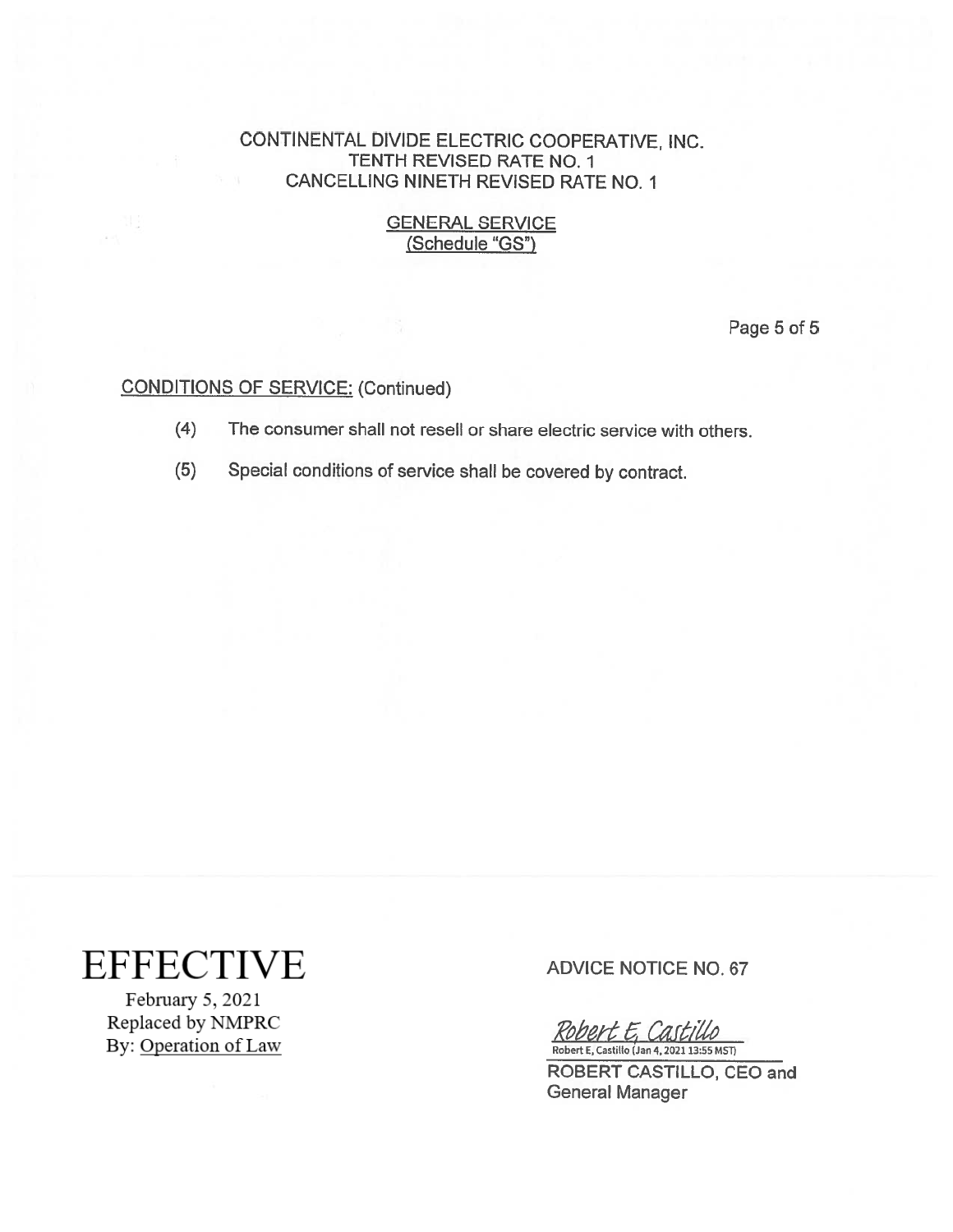CONTINENTAL DIVIDE ELECTRIC COOPERATIVE, INC.
TENTH REVISED RATE NO. 1
CANCELLING NINETH REVISED RATE NO. 1

GENERAL SERVICE
(Schedule "GS")

CONDITIONS OF SERVICE: (Continued)

(4) The consumer shall not resell or share electric service with others.

(5) Special conditions of service shall be covered by contract.

# EFFECTIVE

February 5, 2021
Replaced by NMPRC
By: Operation of Law

ADVICE NOTICE NO. 67

*Robert E, Castillo*
Robert E, Castillo (Jan 4, 2021 13:55 MST)

ROBERT CASTILLO, CEO and
General Manager